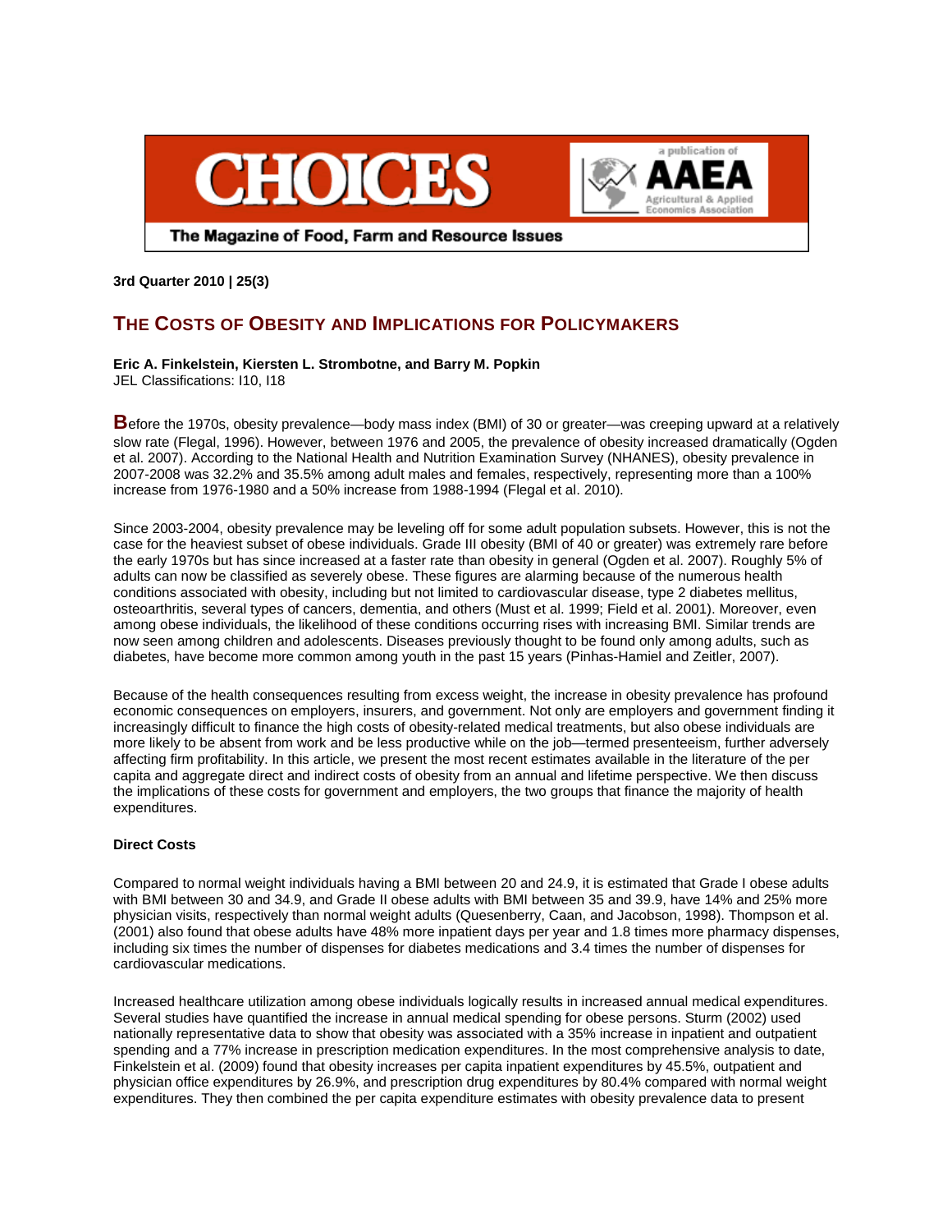# CHOICES

The Magazine of Food, Farm and Resource Issues

a publication of AAEA Agricultural & Applied Economics Association

**3rd Quarter 2010 | 25(3)**

## THE COSTS OF OBESITY AND IMPLICATIONS FOR POLICYMAKERS

**Eric A. Finkelstein, Kiersten L. Strombotne, and Barry M. Popkin**
JEL Classifications: I10, I18

**B**efore the 1970s, obesity prevalence—body mass index (BMI) of 30 or greater—was creeping upward at a relatively slow rate (Flegal, 1996). However, between 1976 and 2005, the prevalence of obesity increased dramatically (Ogden et al. 2007). According to the National Health and Nutrition Examination Survey (NHANES), obesity prevalence in 2007-2008 was 32.2% and 35.5% among adult males and females, respectively, representing more than a 100% increase from 1976-1980 and a 50% increase from 1988-1994 (Flegal et al. 2010).

Since 2003-2004, obesity prevalence may be leveling off for some adult population subsets. However, this is not the case for the heaviest subset of obese individuals. Grade III obesity (BMI of 40 or greater) was extremely rare before the early 1970s but has since increased at a faster rate than obesity in general (Ogden et al. 2007). Roughly 5% of adults can now be classified as severely obese. These figures are alarming because of the numerous health conditions associated with obesity, including but not limited to cardiovascular disease, type 2 diabetes mellitus, osteoarthritis, several types of cancers, dementia, and others (Must et al. 1999; Field et al. 2001). Moreover, even among obese individuals, the likelihood of these conditions occurring rises with increasing BMI. Similar trends are now seen among children and adolescents. Diseases previously thought to be found only among adults, such as diabetes, have become more common among youth in the past 15 years (Pinhas-Hamiel and Zeitler, 2007).

Because of the health consequences resulting from excess weight, the increase in obesity prevalence has profound economic consequences on employers, insurers, and government. Not only are employers and government finding it increasingly difficult to finance the high costs of obesity-related medical treatments, but also obese individuals are more likely to be absent from work and be less productive while on the job—termed presenteeism, further adversely affecting firm profitability. In this article, we present the most recent estimates available in the literature of the per capita and aggregate direct and indirect costs of obesity from an annual and lifetime perspective. We then discuss the implications of these costs for government and employers, the two groups that finance the majority of health expenditures.

### Direct Costs

Compared to normal weight individuals having a BMI between 20 and 24.9, it is estimated that Grade I obese adults with BMI between 30 and 34.9, and Grade II obese adults with BMI between 35 and 39.9, have 14% and 25% more physician visits, respectively than normal weight adults (Quesenberry, Caan, and Jacobson, 1998). Thompson et al. (2001) also found that obese adults have 48% more inpatient days per year and 1.8 times more pharmacy dispenses, including six times the number of dispenses for diabetes medications and 3.4 times the number of dispenses for cardiovascular medications.

Increased healthcare utilization among obese individuals logically results in increased annual medical expenditures. Several studies have quantified the increase in annual medical spending for obese persons. Sturm (2002) used nationally representative data to show that obesity was associated with a 35% increase in inpatient and outpatient spending and a 77% increase in prescription medication expenditures. In the most comprehensive analysis to date, Finkelstein et al. (2009) found that obesity increases per capita inpatient expenditures by 45.5%, outpatient and physician office expenditures by 26.9%, and prescription drug expenditures by 80.4% compared with normal weight expenditures. They then combined the per capita expenditure estimates with obesity prevalence data to present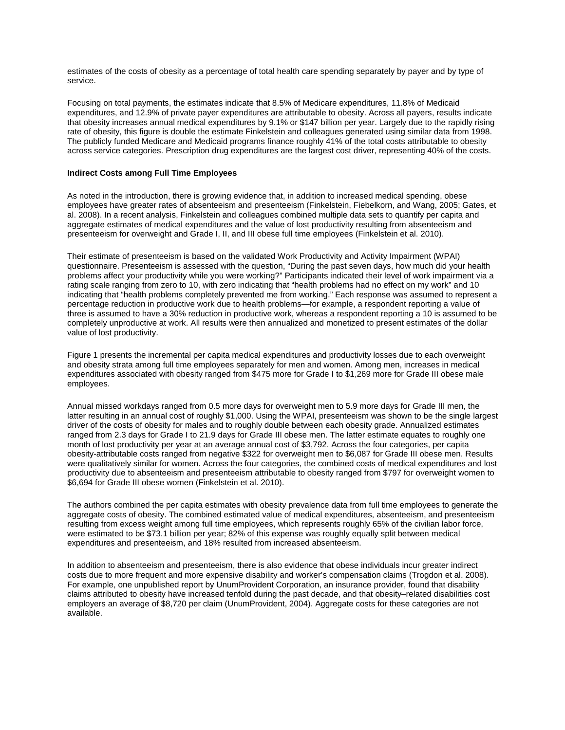estimates of the costs of obesity as a percentage of total health care spending separately by payer and by type of service.

Focusing on total payments, the estimates indicate that 8.5% of Medicare expenditures, 11.8% of Medicaid expenditures, and 12.9% of private payer expenditures are attributable to obesity. Across all payers, results indicate that obesity increases annual medical expenditures by 9.1% or $147 billion per year. Largely due to the rapidly rising rate of obesity, this figure is double the estimate Finkelstein and colleagues generated using similar data from 1998. The publicly funded Medicare and Medicaid programs finance roughly 41% of the total costs attributable to obesity across service categories. Prescription drug expenditures are the largest cost driver, representing 40% of the costs.

**Indirect Costs among Full Time Employees**

As noted in the introduction, there is growing evidence that, in addition to increased medical spending, obese employees have greater rates of absenteeism and presenteeism (Finkelstein, Fiebelkorn, and Wang, 2005; Gates, et al. 2008). In a recent analysis, Finkelstein and colleagues combined multiple data sets to quantify per capita and aggregate estimates of medical expenditures and the value of lost productivity resulting from absenteeism and presenteeism for overweight and Grade I, II, and III obese full time employees (Finkelstein et al. 2010).

Their estimate of presenteeism is based on the validated Work Productivity and Activity Impairment (WPAI) questionnaire. Presenteeism is assessed with the question, "During the past seven days, how much did your health problems affect your productivity while you were working?" Participants indicated their level of work impairment via a rating scale ranging from zero to 10, with zero indicating that "health problems had no effect on my work" and 10 indicating that "health problems completely prevented me from working." Each response was assumed to represent a percentage reduction in productive work due to health problems—for example, a respondent reporting a value of three is assumed to have a 30% reduction in productive work, whereas a respondent reporting a 10 is assumed to be completely unproductive at work. All results were then annualized and monetized to present estimates of the dollar value of lost productivity.

Figure 1 presents the incremental per capita medical expenditures and productivity losses due to each overweight and obesity strata among full time employees separately for men and women. Among men, increases in medical expenditures associated with obesity ranged from $475 more for Grade I to $1,269 more for Grade III obese male employees.

Annual missed workdays ranged from 0.5 more days for overweight men to 5.9 more days for Grade III men, the latter resulting in an annual cost of roughly $1,000. Using the WPAI, presenteeism was shown to be the single largest driver of the costs of obesity for males and to roughly double between each obesity grade. Annualized estimates ranged from 2.3 days for Grade I to 21.9 days for Grade III obese men. The latter estimate equates to roughly one month of lost productivity per year at an average annual cost of $3,792. Across the four categories, per capita obesity-attributable costs ranged from negative $322 for overweight men to $6,087 for Grade III obese men. Results were qualitatively similar for women. Across the four categories, the combined costs of medical expenditures and lost productivity due to absenteeism and presenteeism attributable to obesity ranged from $797 for overweight women to $6,694 for Grade III obese women (Finkelstein et al. 2010).

The authors combined the per capita estimates with obesity prevalence data from full time employees to generate the aggregate costs of obesity. The combined estimated value of medical expenditures, absenteeism, and presenteeism resulting from excess weight among full time employees, which represents roughly 65% of the civilian labor force, were estimated to be $73.1 billion per year; 82% of this expense was roughly equally split between medical expenditures and presenteeism, and 18% resulted from increased absenteeism.

In addition to absenteeism and presenteeism, there is also evidence that obese individuals incur greater indirect costs due to more frequent and more expensive disability and worker's compensation claims (Trogdon et al. 2008). For example, one unpublished report by UnumProvident Corporation, an insurance provider, found that disability claims attributed to obesity have increased tenfold during the past decade, and that obesity–related disabilities cost employers an average of $8,720 per claim (UnumProvident, 2004). Aggregate costs for these categories are not available.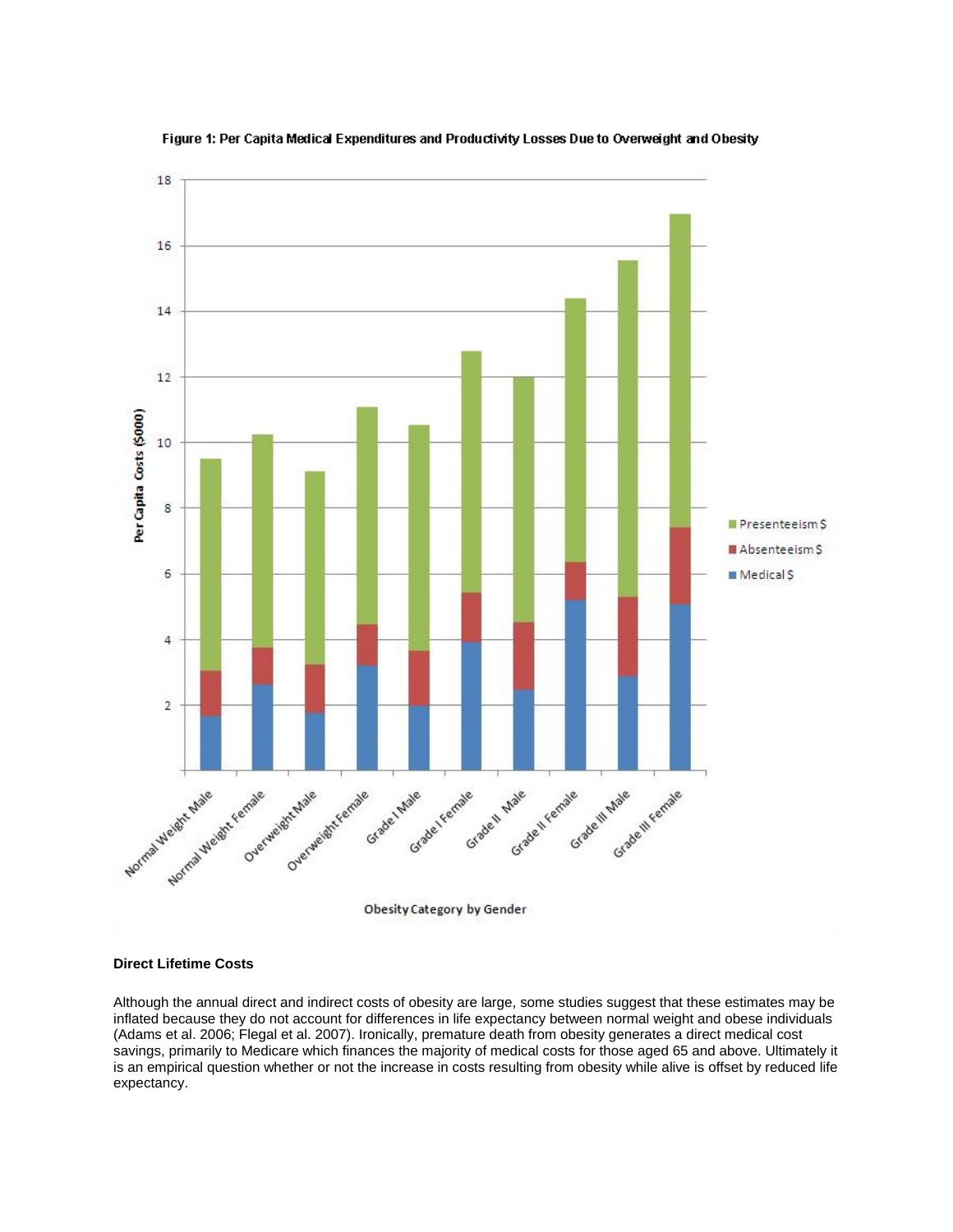Figure 1: Per Capita Medical Expenditures and Productivity Losses Due to Overweight and Obesity

**Direct Lifetime Costs**

Although the annual direct and indirect costs of obesity are large, some studies suggest that these estimates may be inflated because they do not account for differences in life expectancy between normal weight and obese individuals (Adams et al. 2006; Flegal et al. 2007). Ironically, premature death from obesity generates a direct medical cost savings, primarily to Medicare which finances the majority of medical costs for those aged 65 and above. Ultimately it is an empirical question whether or not the increase in costs resulting from obesity while alive is offset by reduced life expectancy.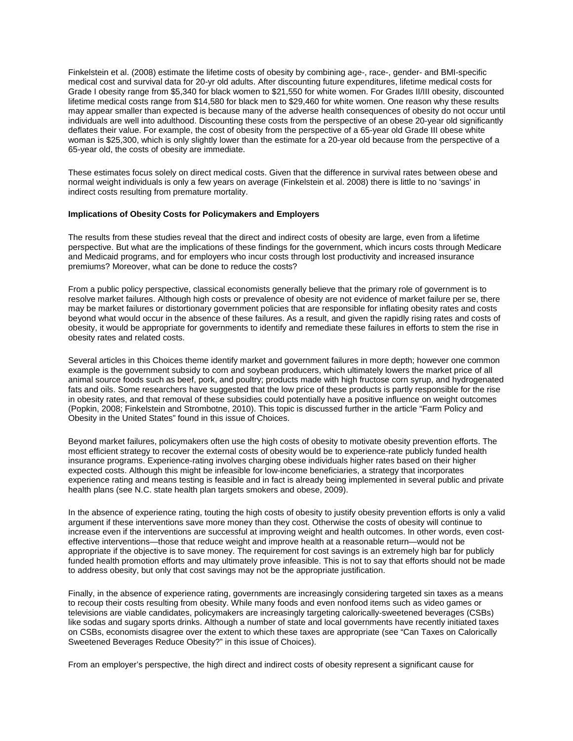Finkelstein et al. (2008) estimate the lifetime costs of obesity by combining age-, race-, gender- and BMI-specific medical cost and survival data for 20-yr old adults. After discounting future expenditures, lifetime medical costs for Grade I obesity range from $5,340 for black women to $21,550 for white women. For Grades II/III obesity, discounted lifetime medical costs range from $14,580 for black men to $29,460 for white women. One reason why these results may appear smaller than expected is because many of the adverse health consequences of obesity do not occur until individuals are well into adulthood. Discounting these costs from the perspective of an obese 20-year old significantly deflates their value. For example, the cost of obesity from the perspective of a 65-year old Grade III obese white woman is $25,300, which is only slightly lower than the estimate for a 20-year old because from the perspective of a 65-year old, the costs of obesity are immediate.

These estimates focus solely on direct medical costs. Given that the difference in survival rates between obese and normal weight individuals is only a few years on average (Finkelstein et al. 2008) there is little to no 'savings' in indirect costs resulting from premature mortality.

### Implications of Obesity Costs for Policymakers and Employers

The results from these studies reveal that the direct and indirect costs of obesity are large, even from a lifetime perspective. But what are the implications of these findings for the government, which incurs costs through Medicare and Medicaid programs, and for employers who incur costs through lost productivity and increased insurance premiums? Moreover, what can be done to reduce the costs?

From a public policy perspective, classical economists generally believe that the primary role of government is to resolve market failures. Although high costs or prevalence of obesity are not evidence of market failure per se, there may be market failures or distortionary government policies that are responsible for inflating obesity rates and costs beyond what would occur in the absence of these failures. As a result, and given the rapidly rising rates and costs of obesity, it would be appropriate for governments to identify and remediate these failures in efforts to stem the rise in obesity rates and related costs.

Several articles in this Choices theme identify market and government failures in more depth; however one common example is the government subsidy to corn and soybean producers, which ultimately lowers the market price of all animal source foods such as beef, pork, and poultry; products made with high fructose corn syrup, and hydrogenated fats and oils. Some researchers have suggested that the low price of these products is partly responsible for the rise in obesity rates, and that removal of these subsidies could potentially have a positive influence on weight outcomes (Popkin, 2008; Finkelstein and Strombotne, 2010). This topic is discussed further in the article "Farm Policy and Obesity in the United States" found in this issue of Choices.

Beyond market failures, policymakers often use the high costs of obesity to motivate obesity prevention efforts. The most efficient strategy to recover the external costs of obesity would be to experience-rate publicly funded health insurance programs. Experience-rating involves charging obese individuals higher rates based on their higher expected costs. Although this might be infeasible for low-income beneficiaries, a strategy that incorporates experience rating and means testing is feasible and in fact is already being implemented in several public and private health plans (see N.C. state health plan targets smokers and obese, 2009).

In the absence of experience rating, touting the high costs of obesity to justify obesity prevention efforts is only a valid argument if these interventions save more money than they cost. Otherwise the costs of obesity will continue to increase even if the interventions are successful at improving weight and health outcomes. In other words, even cost-effective interventions—those that reduce weight and improve health at a reasonable return—would not be appropriate if the objective is to save money. The requirement for cost savings is an extremely high bar for publicly funded health promotion efforts and may ultimately prove infeasible. This is not to say that efforts should not be made to address obesity, but only that cost savings may not be the appropriate justification.

Finally, in the absence of experience rating, governments are increasingly considering targeted sin taxes as a means to recoup their costs resulting from obesity. While many foods and even nonfood items such as video games or televisions are viable candidates, policymakers are increasingly targeting calorically-sweetened beverages (CSBs) like sodas and sugary sports drinks. Although a number of state and local governments have recently initiated taxes on CSBs, economists disagree over the extent to which these taxes are appropriate (see "Can Taxes on Calorically Sweetened Beverages Reduce Obesity?" in this issue of Choices).

From an employer's perspective, the high direct and indirect costs of obesity represent a significant cause for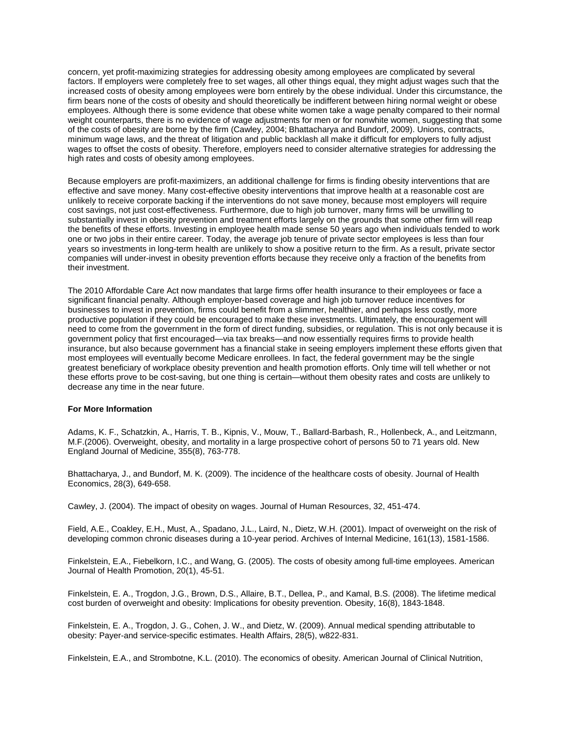concern, yet profit-maximizing strategies for addressing obesity among employees are complicated by several factors. If employers were completely free to set wages, all other things equal, they might adjust wages such that the increased costs of obesity among employees were born entirely by the obese individual. Under this circumstance, the firm bears none of the costs of obesity and should theoretically be indifferent between hiring normal weight or obese employees. Although there is some evidence that obese white women take a wage penalty compared to their normal weight counterparts, there is no evidence of wage adjustments for men or for nonwhite women, suggesting that some of the costs of obesity are borne by the firm (Cawley, 2004; Bhattacharya and Bundorf, 2009). Unions, contracts, minimum wage laws, and the threat of litigation and public backlash all make it difficult for employers to fully adjust wages to offset the costs of obesity. Therefore, employers need to consider alternative strategies for addressing the high rates and costs of obesity among employees.

Because employers are profit-maximizers, an additional challenge for firms is finding obesity interventions that are effective and save money. Many cost-effective obesity interventions that improve health at a reasonable cost are unlikely to receive corporate backing if the interventions do not save money, because most employers will require cost savings, not just cost-effectiveness. Furthermore, due to high job turnover, many firms will be unwilling to substantially invest in obesity prevention and treatment efforts largely on the grounds that some other firm will reap the benefits of these efforts. Investing in employee health made sense 50 years ago when individuals tended to work one or two jobs in their entire career. Today, the average job tenure of private sector employees is less than four years so investments in long-term health are unlikely to show a positive return to the firm. As a result, private sector companies will under-invest in obesity prevention efforts because they receive only a fraction of the benefits from their investment.

The 2010 Affordable Care Act now mandates that large firms offer health insurance to their employees or face a significant financial penalty. Although employer-based coverage and high job turnover reduce incentives for businesses to invest in prevention, firms could benefit from a slimmer, healthier, and perhaps less costly, more productive population if they could be encouraged to make these investments. Ultimately, the encouragement will need to come from the government in the form of direct funding, subsidies, or regulation. This is not only because it is government policy that first encouraged—via tax breaks—and now essentially requires firms to provide health insurance, but also because government has a financial stake in seeing employers implement these efforts given that most employees will eventually become Medicare enrollees. In fact, the federal government may be the single greatest beneficiary of workplace obesity prevention and health promotion efforts. Only time will tell whether or not these efforts prove to be cost-saving, but one thing is certain—without them obesity rates and costs are unlikely to decrease any time in the near future.

**For More Information**

Adams, K. F., Schatzkin, A., Harris, T. B., Kipnis, V., Mouw, T., Ballard-Barbash, R., Hollenbeck, A., and Leitzmann, M.F.(2006). Overweight, obesity, and mortality in a large prospective cohort of persons 50 to 71 years old. New England Journal of Medicine, 355(8), 763-778.

Bhattacharya, J., and Bundorf, M. K. (2009). The incidence of the healthcare costs of obesity. Journal of Health Economics, 28(3), 649-658.

Cawley, J. (2004). The impact of obesity on wages. Journal of Human Resources, 32, 451-474.

Field, A.E., Coakley, E.H., Must, A., Spadano, J.L., Laird, N., Dietz, W.H. (2001). Impact of overweight on the risk of developing common chronic diseases during a 10-year period. Archives of Internal Medicine, 161(13), 1581-1586.

Finkelstein, E.A., Fiebelkorn, I.C., and Wang, G. (2005). The costs of obesity among full-time employees. American Journal of Health Promotion, 20(1), 45-51.

Finkelstein, E. A., Trogdon, J.G., Brown, D.S., Allaire, B.T., Dellea, P., and Kamal, B.S. (2008). The lifetime medical cost burden of overweight and obesity: Implications for obesity prevention. Obesity, 16(8), 1843-1848.

Finkelstein, E. A., Trogdon, J. G., Cohen, J. W., and Dietz, W. (2009). Annual medical spending attributable to obesity: Payer-and service-specific estimates. Health Affairs, 28(5), w822-831.

Finkelstein, E.A., and Strombotne, K.L. (2010). The economics of obesity. American Journal of Clinical Nutrition,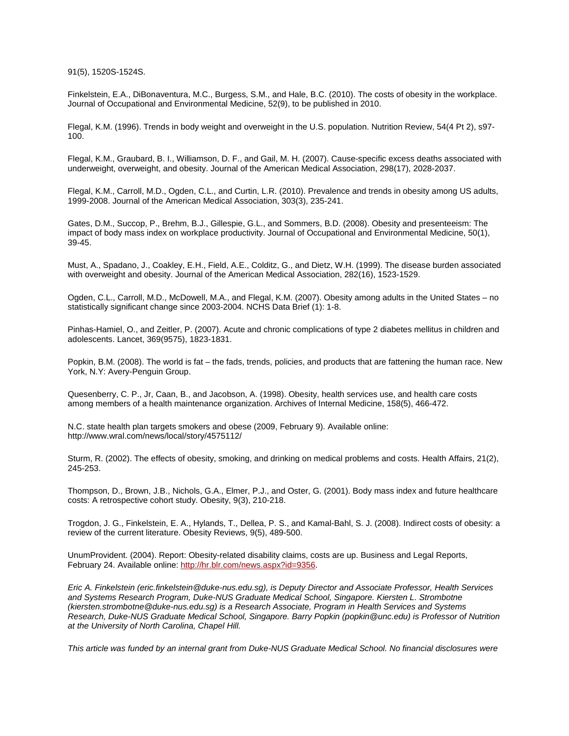91(5), 1520S-1524S.

Finkelstein, E.A., DiBonaventura, M.C., Burgess, S.M., and Hale, B.C. (2010). The costs of obesity in the workplace. Journal of Occupational and Environmental Medicine, 52(9), to be published in 2010.

Flegal, K.M. (1996). Trends in body weight and overweight in the U.S. population. Nutrition Review, 54(4 Pt 2), s97-100.

Flegal, K.M., Graubard, B. I., Williamson, D. F., and Gail, M. H. (2007). Cause-specific excess deaths associated with underweight, overweight, and obesity. Journal of the American Medical Association, 298(17), 2028-2037.

Flegal, K.M., Carroll, M.D., Ogden, C.L., and Curtin, L.R. (2010). Prevalence and trends in obesity among US adults, 1999-2008. Journal of the American Medical Association, 303(3), 235-241.

Gates, D.M., Succop, P., Brehm, B.J., Gillespie, G.L., and Sommers, B.D. (2008). Obesity and presenteeism: The impact of body mass index on workplace productivity. Journal of Occupational and Environmental Medicine, 50(1), 39-45.

Must, A., Spadano, J., Coakley, E.H., Field, A.E., Colditz, G., and Dietz, W.H. (1999). The disease burden associated with overweight and obesity. Journal of the American Medical Association, 282(16), 1523-1529.

Ogden, C.L., Carroll, M.D., McDowell, M.A., and Flegal, K.M. (2007). Obesity among adults in the United States – no statistically significant change since 2003-2004. NCHS Data Brief (1): 1-8.

Pinhas-Hamiel, O., and Zeitler, P. (2007). Acute and chronic complications of type 2 diabetes mellitus in children and adolescents. Lancet, 369(9575), 1823-1831.

Popkin, B.M. (2008). The world is fat – the fads, trends, policies, and products that are fattening the human race. New York, N.Y: Avery-Penguin Group.

Quesenberry, C. P., Jr, Caan, B., and Jacobson, A. (1998). Obesity, health services use, and health care costs among members of a health maintenance organization. Archives of Internal Medicine, 158(5), 466-472.

N.C. state health plan targets smokers and obese (2009, February 9). Available online: http://www.wral.com/news/local/story/4575112/

Sturm, R. (2002). The effects of obesity, smoking, and drinking on medical problems and costs. Health Affairs, 21(2), 245-253.

Thompson, D., Brown, J.B., Nichols, G.A., Elmer, P.J., and Oster, G. (2001). Body mass index and future healthcare costs: A retrospective cohort study. Obesity, 9(3), 210-218.

Trogdon, J. G., Finkelstein, E. A., Hylands, T., Dellea, P. S., and Kamal-Bahl, S. J. (2008). Indirect costs of obesity: a review of the current literature. Obesity Reviews, 9(5), 489-500.

UnumProvident. (2004). Report: Obesity-related disability claims, costs are up. Business and Legal Reports, February 24. Available online: http://hr.blr.com/news.aspx?id=9356.

*Eric A. Finkelstein (eric.finkelstein@duke-nus.edu.sg), is Deputy Director and Associate Professor, Health Services and Systems Research Program, Duke-NUS Graduate Medical School, Singapore. Kiersten L. Strombotne (kiersten.strombotne@duke-nus.edu.sg) is a Research Associate, Program in Health Services and Systems Research, Duke-NUS Graduate Medical School, Singapore. Barry Popkin (popkin@unc.edu) is Professor of Nutrition at the University of North Carolina, Chapel Hill.*

*This article was funded by an internal grant from Duke-NUS Graduate Medical School. No financial disclosures were*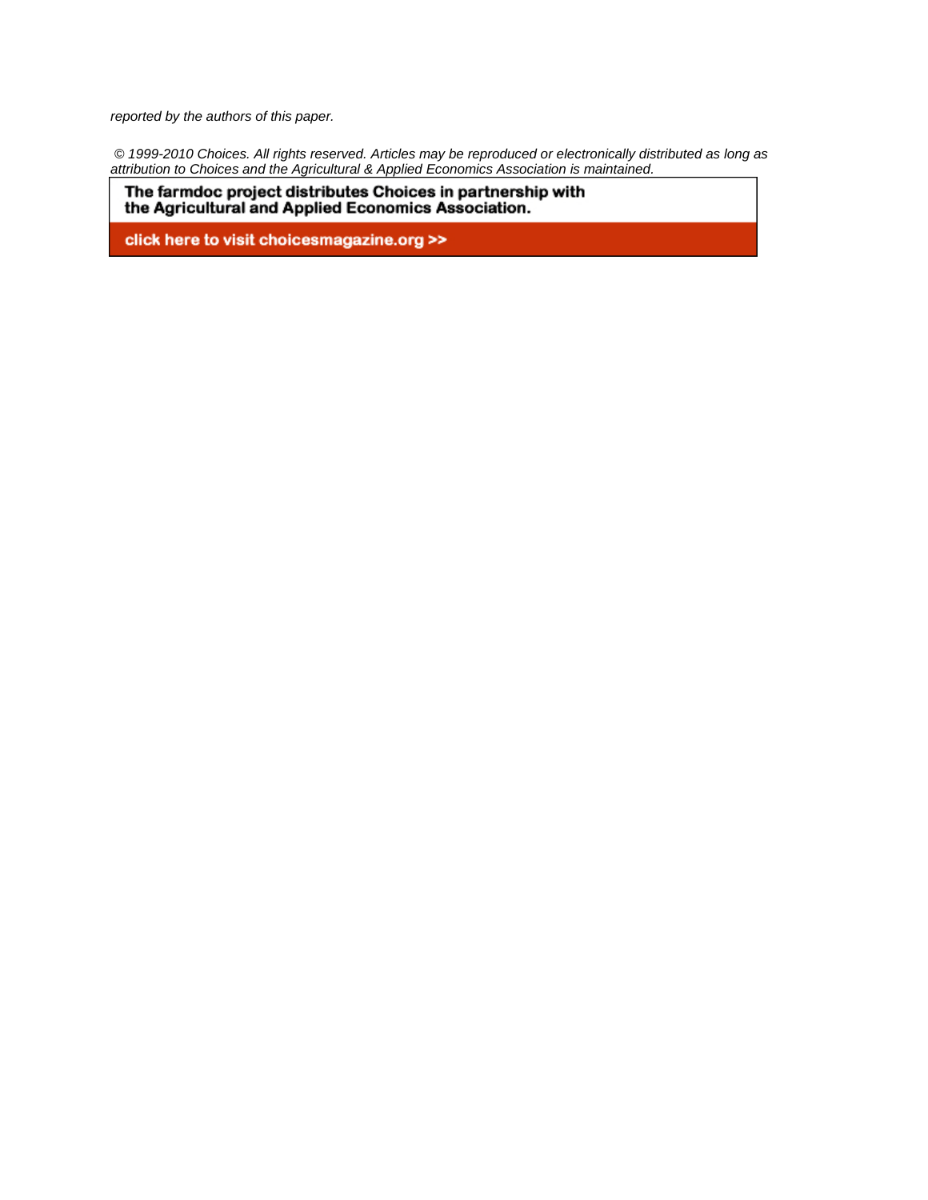*reported by the authors of this paper.*

*© 1999-2010 Choices. All rights reserved. Articles may be reproduced or electronically distributed as long as attribution to Choices and the Agricultural & Applied Economics Association is maintained.*

**The farmdoc project distributes Choices in partnership with the Agricultural and Applied Economics Association.**

**click here to visit choicesmagazine.org >>**